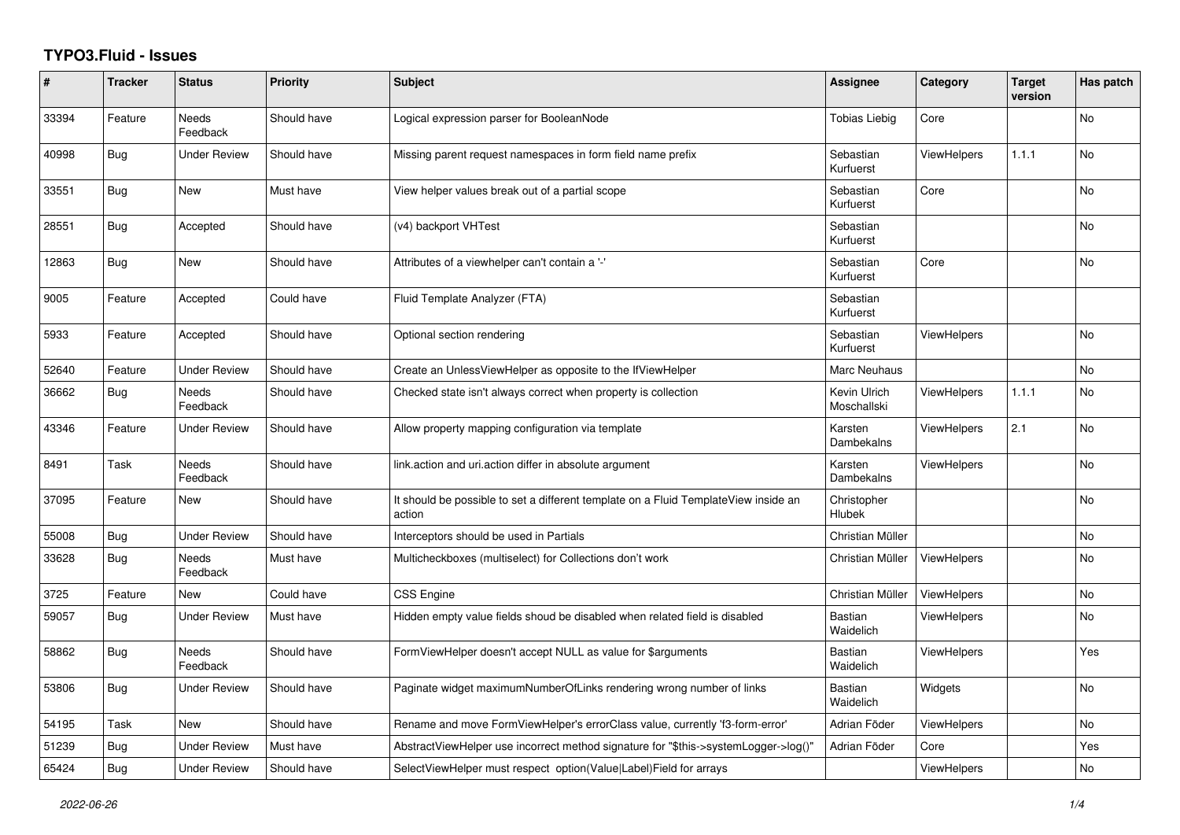# TYPO3.Fluid - Issues

| # | Tracker | Status | Priority | Subject | Assignee | Category | Target version | Has patch |
|---|---|---|---|---|---|---|---|---|
| 33394 | Feature | Needs Feedback | Should have | Logical expression parser for BooleanNode | Tobias Liebig | Core | | No |
| 40998 | Bug | Under Review | Should have | Missing parent request namespaces in form field name prefix | Sebastian Kurfuerst | ViewHelpers | 1.1.1 | No |
| 33551 | Bug | New | Must have | View helper values break out of a partial scope | Sebastian Kurfuerst | Core | | No |
| 28551 | Bug | Accepted | Should have | (v4) backport VHTest | Sebastian Kurfuerst | | | No |
| 12863 | Bug | New | Should have | Attributes of a viewhelper can't contain a '-' | Sebastian Kurfuerst | Core | | No |
| 9005 | Feature | Accepted | Could have | Fluid Template Analyzer (FTA) | Sebastian Kurfuerst | | | |
| 5933 | Feature | Accepted | Should have | Optional section rendering | Sebastian Kurfuerst | ViewHelpers | | No |
| 52640 | Feature | Under Review | Should have | Create an UnlessViewHelper as opposite to the IfViewHelper | Marc Neuhaus | | | No |
| 36662 | Bug | Needs Feedback | Should have | Checked state isn't always correct when property is collection | Kevin Ulrich Moschallski | ViewHelpers | 1.1.1 | No |
| 43346 | Feature | Under Review | Should have | Allow property mapping configuration via template | Karsten Dambekalns | ViewHelpers | 2.1 | No |
| 8491 | Task | Needs Feedback | Should have | link.action and uri.action differ in absolute argument | Karsten Dambekalns | ViewHelpers | | No |
| 37095 | Feature | New | Should have | It should be possible to set a different template on a Fluid TemplateView inside an action | Christopher Hlubek | | | No |
| 55008 | Bug | Under Review | Should have | Interceptors should be used in Partials | Christian Müller | | | No |
| 33628 | Bug | Needs Feedback | Must have | Multicheckboxes (multiselect) for Collections don't work | Christian Müller | ViewHelpers | | No |
| 3725 | Feature | New | Could have | CSS Engine | Christian Müller | ViewHelpers | | No |
| 59057 | Bug | Under Review | Must have | Hidden empty value fields shoud be disabled when related field is disabled | Bastian Waidelich | ViewHelpers | | No |
| 58862 | Bug | Needs Feedback | Should have | FormViewHelper doesn't accept NULL as value for $arguments | Bastian Waidelich | ViewHelpers | | Yes |
| 53806 | Bug | Under Review | Should have | Paginate widget maximumNumberOfLinks rendering wrong number of links | Bastian Waidelich | Widgets | | No |
| 54195 | Task | New | Should have | Rename and move FormViewHelper's errorClass value, currently 'f3-form-error' | Adrian Föder | ViewHelpers | | No |
| 51239 | Bug | Under Review | Must have | AbstractViewHelper use incorrect method signature for "$this->systemLogger->log()" | Adrian Föder | Core | | Yes |
| 65424 | Bug | Under Review | Should have | SelectViewHelper must respect option(Value\|Label)Field for arrays | | ViewHelpers | | No |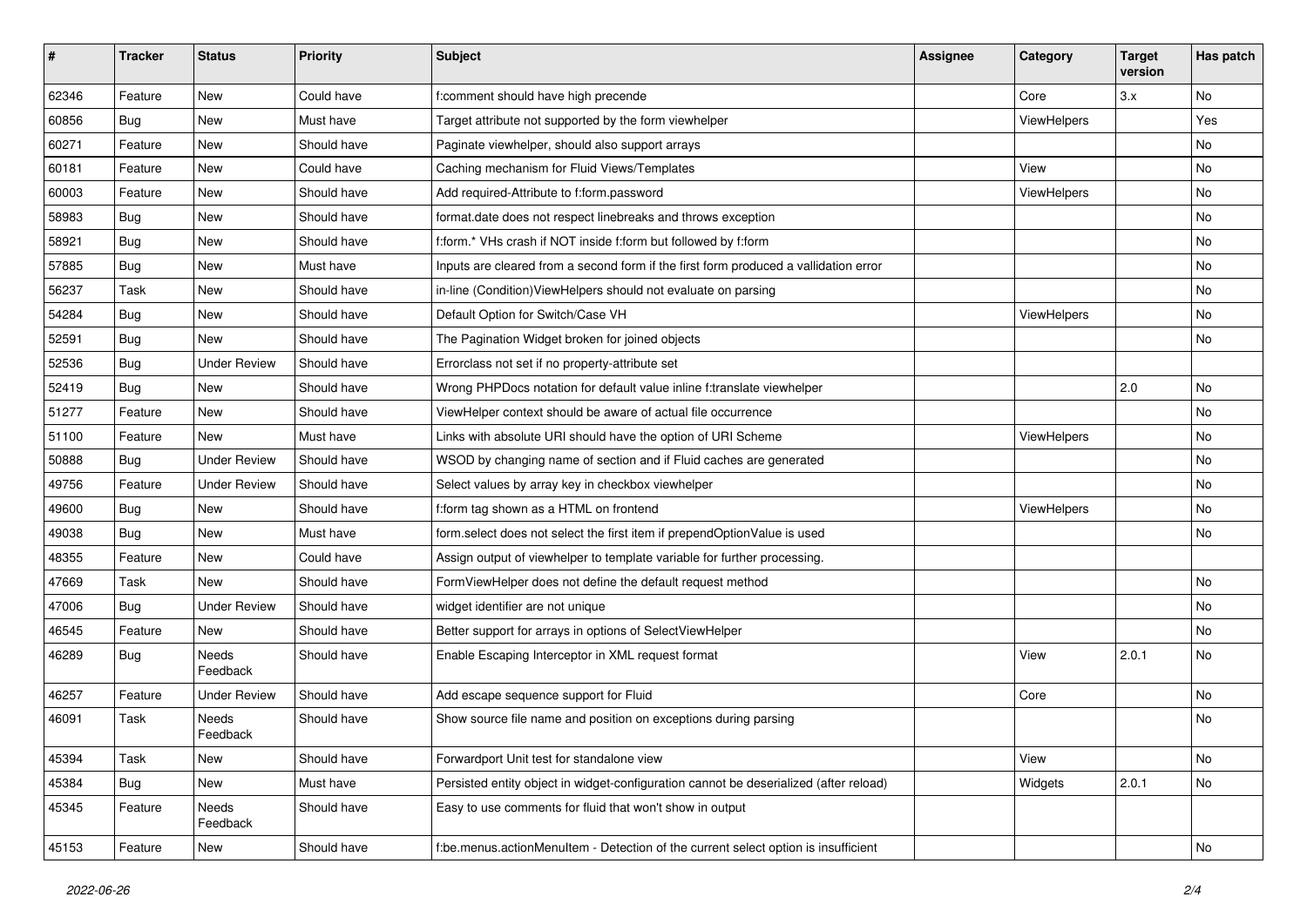| # | Tracker | Status | Priority | Subject | Assignee | Category | Target version | Has patch |
|---|---|---|---|---|---|---|---|---|
| 62346 | Feature | New | Could have | f:comment should have high precende | | Core | 3.x | No |
| 60856 | Bug | New | Must have | Target attribute not supported by the form viewhelper | | ViewHelpers | | Yes |
| 60271 | Feature | New | Should have | Paginate viewhelper, should also support arrays | | | | No |
| 60181 | Feature | New | Could have | Caching mechanism for Fluid Views/Templates | | View | | No |
| 60003 | Feature | New | Should have | Add required-Attribute to f:form.password | | ViewHelpers | | No |
| 58983 | Bug | New | Should have | format.date does not respect linebreaks and throws exception | | | | No |
| 58921 | Bug | New | Should have | f:form.* VHs crash if NOT inside f:form but followed by f:form | | | | No |
| 57885 | Bug | New | Must have | Inputs are cleared from a second form if the first form produced a vallidation error | | | | No |
| 56237 | Task | New | Should have | in-line (Condition)ViewHelpers should not evaluate on parsing | | | | No |
| 54284 | Bug | New | Should have | Default Option for Switch/Case VH | | ViewHelpers | | No |
| 52591 | Bug | New | Should have | The Pagination Widget broken for joined objects | | | | No |
| 52536 | Bug | Under Review | Should have | Errorclass not set if no property-attribute set | | | | |
| 52419 | Bug | New | Should have | Wrong PHPDocs notation for default value inline f:translate viewhelper | | | 2.0 | No |
| 51277 | Feature | New | Should have | ViewHelper context should be aware of actual file occurrence | | | | No |
| 51100 | Feature | New | Must have | Links with absolute URI should have the option of URI Scheme | | ViewHelpers | | No |
| 50888 | Bug | Under Review | Should have | WSOD by changing name of section and if Fluid caches are generated | | | | No |
| 49756 | Feature | Under Review | Should have | Select values by array key in checkbox viewhelper | | | | No |
| 49600 | Bug | New | Should have | f:form tag shown as a HTML on frontend | | ViewHelpers | | No |
| 49038 | Bug | New | Must have | form.select does not select the first item if prependOptionValue is used | | | | No |
| 48355 | Feature | New | Could have | Assign output of viewhelper to template variable for further processing. | | | | |
| 47669 | Task | New | Should have | FormViewHelper does not define the default request method | | | | No |
| 47006 | Bug | Under Review | Should have | widget identifier are not unique | | | | No |
| 46545 | Feature | New | Should have | Better support for arrays in options of SelectViewHelper | | | | No |
| 46289 | Bug | Needs Feedback | Should have | Enable Escaping Interceptor in XML request format | | View | 2.0.1 | No |
| 46257 | Feature | Under Review | Should have | Add escape sequence support for Fluid | | Core | | No |
| 46091 | Task | Needs Feedback | Should have | Show source file name and position on exceptions during parsing | | | | No |
| 45394 | Task | New | Should have | Forwardport Unit test for standalone view | | View | | No |
| 45384 | Bug | New | Must have | Persisted entity object in widget-configuration cannot be deserialized (after reload) | | Widgets | 2.0.1 | No |
| 45345 | Feature | Needs Feedback | Should have | Easy to use comments for fluid that won't show in output | | | | |
| 45153 | Feature | New | Should have | f:be.menus.actionMenuItem - Detection of the current select option is insufficient | | | | No |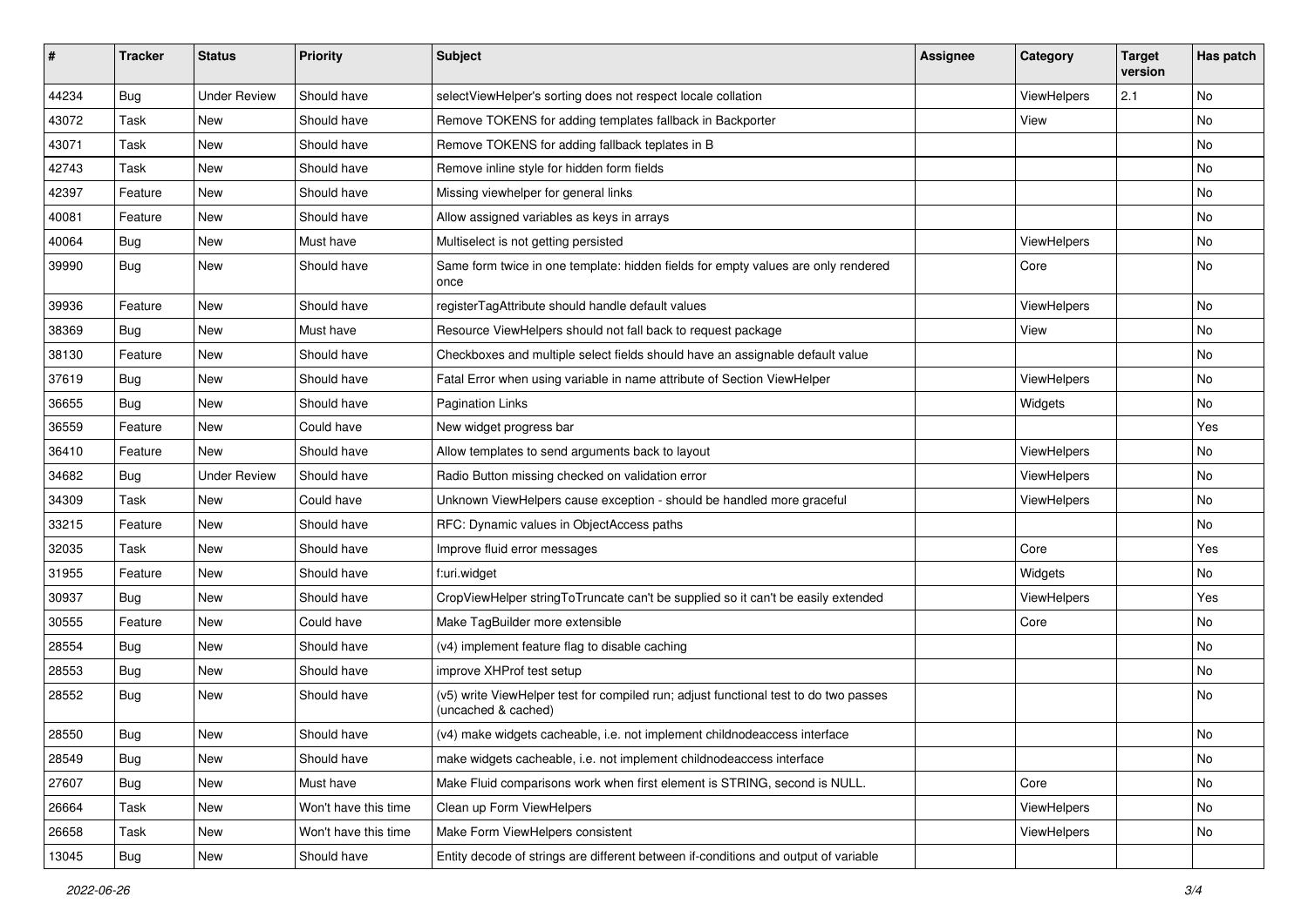| # | Tracker | Status | Priority | Subject | Assignee | Category | Target version | Has patch |
|---|---|---|---|---|---|---|---|---|
| 44234 | Bug | Under Review | Should have | selectViewHelper's sorting does not respect locale collation | | ViewHelpers | 2.1 | No |
| 43072 | Task | New | Should have | Remove TOKENS for adding templates fallback in Backporter | | View | | No |
| 43071 | Task | New | Should have | Remove TOKENS for adding fallback teplates in B | | | | No |
| 42743 | Task | New | Should have | Remove inline style for hidden form fields | | | | No |
| 42397 | Feature | New | Should have | Missing viewhelper for general links | | | | No |
| 40081 | Feature | New | Should have | Allow assigned variables as keys in arrays | | | | No |
| 40064 | Bug | New | Must have | Multiselect is not getting persisted | | ViewHelpers | | No |
| 39990 | Bug | New | Should have | Same form twice in one template: hidden fields for empty values are only rendered once | | Core | | No |
| 39936 | Feature | New | Should have | registerTagAttribute should handle default values | | ViewHelpers | | No |
| 38369 | Bug | New | Must have | Resource ViewHelpers should not fall back to request package | | View | | No |
| 38130 | Feature | New | Should have | Checkboxes and multiple select fields should have an assignable default value | | | | No |
| 37619 | Bug | New | Should have | Fatal Error when using variable in name attribute of Section ViewHelper | | ViewHelpers | | No |
| 36655 | Bug | New | Should have | Pagination Links | | Widgets | | No |
| 36559 | Feature | New | Could have | New widget progress bar | | | | Yes |
| 36410 | Feature | New | Should have | Allow templates to send arguments back to layout | | ViewHelpers | | No |
| 34682 | Bug | Under Review | Should have | Radio Button missing checked on validation error | | ViewHelpers | | No |
| 34309 | Task | New | Could have | Unknown ViewHelpers cause exception - should be handled more graceful | | ViewHelpers | | No |
| 33215 | Feature | New | Should have | RFC: Dynamic values in ObjectAccess paths | | | | No |
| 32035 | Task | New | Should have | Improve fluid error messages | | Core | | Yes |
| 31955 | Feature | New | Should have | f:uri.widget | | Widgets | | No |
| 30937 | Bug | New | Should have | CropViewHelper stringToTruncate can't be supplied so it can't be easily extended | | ViewHelpers | | Yes |
| 30555 | Feature | New | Could have | Make TagBuilder more extensible | | Core | | No |
| 28554 | Bug | New | Should have | (v4) implement feature flag to disable caching | | | | No |
| 28553 | Bug | New | Should have | improve XHProf test setup | | | | No |
| 28552 | Bug | New | Should have | (v5) write ViewHelper test for compiled run; adjust functional test to do two passes (uncached & cached) | | | | No |
| 28550 | Bug | New | Should have | (v4) make widgets cacheable, i.e. not implement childnodeaccess interface | | | | No |
| 28549 | Bug | New | Should have | make widgets cacheable, i.e. not implement childnodeaccess interface | | | | No |
| 27607 | Bug | New | Must have | Make Fluid comparisons work when first element is STRING, second is NULL. | | Core | | No |
| 26664 | Task | New | Won't have this time | Clean up Form ViewHelpers | | ViewHelpers | | No |
| 26658 | Task | New | Won't have this time | Make Form ViewHelpers consistent | | ViewHelpers | | No |
| 13045 | Bug | New | Should have | Entity decode of strings are different between if-conditions and output of variable | | | | |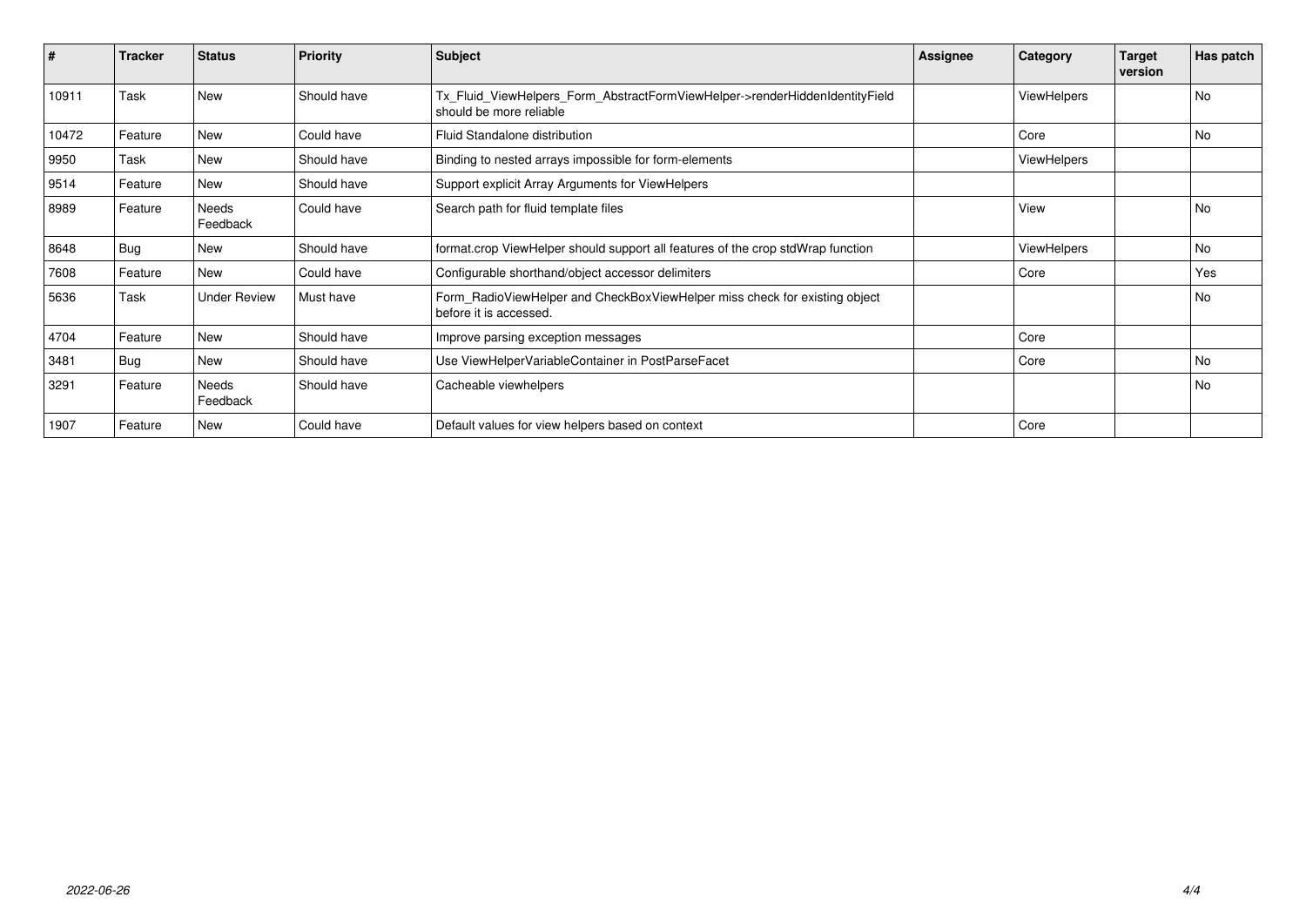| # | Tracker | Status | Priority | Subject | Assignee | Category | Target version | Has patch |
|---|---|---|---|---|---|---|---|---|
| 10911 | Task | New | Should have | Tx_Fluid_ViewHelpers_Form_AbstractFormViewHelper->renderHiddenIdentityField should be more reliable | | ViewHelpers | | No |
| 10472 | Feature | New | Could have | Fluid Standalone distribution | | Core | | No |
| 9950 | Task | New | Should have | Binding to nested arrays impossible for form-elements | | ViewHelpers | | |
| 9514 | Feature | New | Should have | Support explicit Array Arguments for ViewHelpers | | | | |
| 8989 | Feature | Needs Feedback | Could have | Search path for fluid template files | | View | | No |
| 8648 | Bug | New | Should have | format.crop ViewHelper should support all features of the crop stdWrap function | | ViewHelpers | | No |
| 7608 | Feature | New | Could have | Configurable shorthand/object accessor delimiters | | Core | | Yes |
| 5636 | Task | Under Review | Must have | Form_RadioViewHelper and CheckBoxViewHelper miss check for existing object before it is accessed. | | | | No |
| 4704 | Feature | New | Should have | Improve parsing exception messages | | Core | | |
| 3481 | Bug | New | Should have | Use ViewHelperVariableContainer in PostParseFacet | | Core | | No |
| 3291 | Feature | Needs Feedback | Should have | Cacheable viewhelpers | | | | No |
| 1907 | Feature | New | Could have | Default values for view helpers based on context | | Core | | |

*2022-06-26*